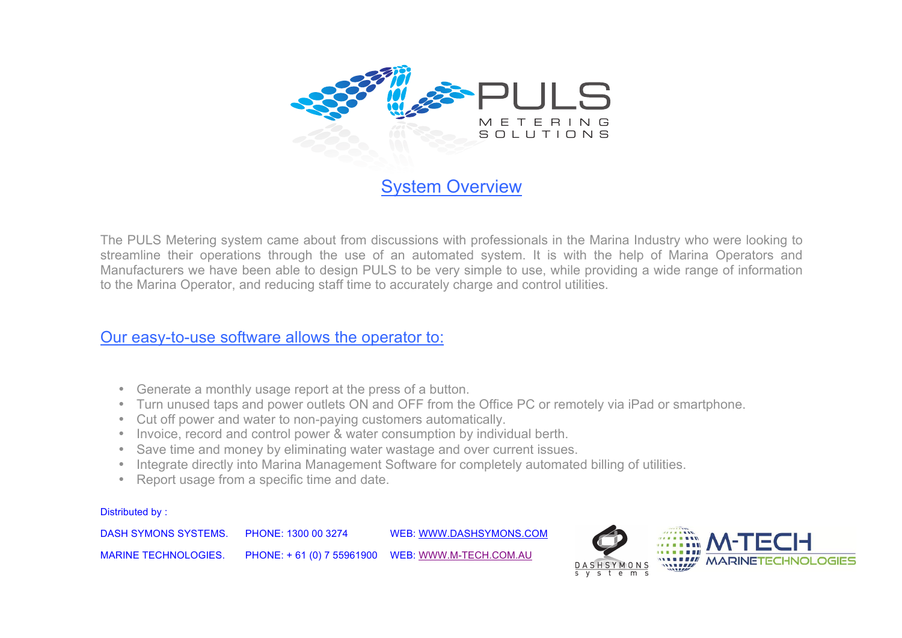PULS

METERING SOLUTIONS

## System Overview

The PULS Metering system came about from discussions with professionals in the Marina Industry who were looking to streamline their operations through the use of an automated system. It is with the help of Marina Operators and Manufacturers we have been able to design PULS to be very simple to use, while providing a wide range of information to the Marina Operator, and reducing staff time to accurately charge and control utilities.

### Our easy-to-use software allows the operator to:

- Generate a monthly usage report at the press of a button.
- Turn unused taps and power outlets ON and OFF from the Office PC or remotely via iPad or smartphone.
- Cut off power and water to non-paying customers automatically.
- Invoice, record and control power & water consumption by individual berth.
- Save time and money by eliminating water wastage and over current issues.
- Integrate directly into Marina Management Software for completely automated billing of utilities.
- Report usage from a specific time and date.

Distributed by :

| | | |
|---|---|---|
| DASH SYMONS SYSTEMS. | PHONE: 1300 00 3274 | WEB: WWW.DASHSYMONS.COM |
| MARINE TECHNOLOGIES. | PHONE: + 61 (0) 7 55961900 | WEB: WWW.M-TECH.COM.AU |

DASHSYMONS systems

M-TECH MARINETECHNOLOGIES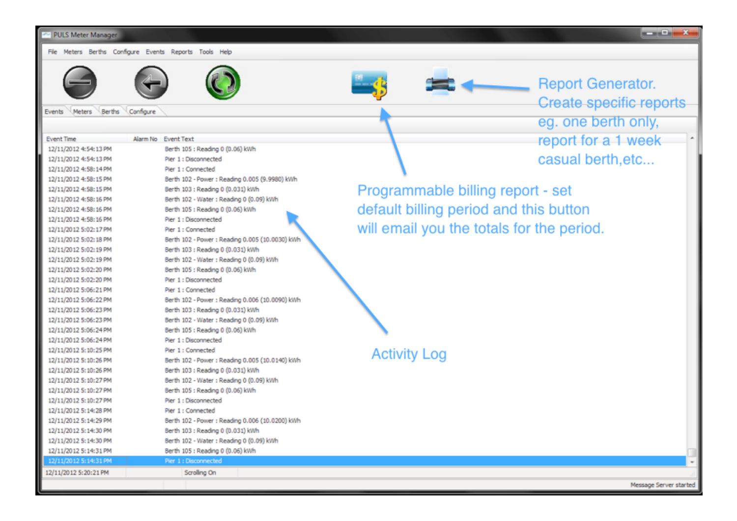PULS Meter Manager

File Meters Berths Configure Events Reports Tools Help

Events Meters Berths Configure

Report Generator. Create specific reports eg. one berth only, report for a 1 week casual berth,etc...

Programmable billing report - set default billing period and this button will email you the totals for the period.

Activity Log

| Event Time | Alarm No | Event Text |
|---|---|---|
| 12/11/2012 4:54:13 PM | | Berth 105 : Reading 0 (0.06) kWh |
| 12/11/2012 4:54:13 PM | | Pier 1 : Disconnected |
| 12/11/2012 4:58:14 PM | | Pier 1 : Connected |
| 12/11/2012 4:58:15 PM | | Berth 102 - Power : Reading 0.005 (9.9980) kWh |
| 12/11/2012 4:58:15 PM | | Berth 103 : Reading 0 (0.031) kWh |
| 12/11/2012 4:58:16 PM | | Berth 102 - Water : Reading 0 (0.09) kWh |
| 12/11/2012 4:58:16 PM | | Berth 105 : Reading 0 (0.06) kWh |
| 12/11/2012 4:58:16 PM | | Pier 1 : Disconnected |
| 12/11/2012 5:02:17 PM | | Pier 1 : Connected |
| 12/11/2012 5:02:18 PM | | Berth 102 - Power : Reading 0.005 (10.0030) kWh |
| 12/11/2012 5:02:19 PM | | Berth 103 : Reading 0 (0.031) kWh |
| 12/11/2012 5:02:19 PM | | Berth 102 - Water : Reading 0 (0.09) kWh |
| 12/11/2012 5:02:20 PM | | Berth 105 : Reading 0 (0.06) kWh |
| 12/11/2012 5:02:20 PM | | Pier 1 : Disconnected |
| 12/11/2012 5:06:21 PM | | Pier 1 : Connected |
| 12/11/2012 5:06:22 PM | | Berth 102 - Power : Reading 0.006 (10.0090) kWh |
| 12/11/2012 5:06:23 PM | | Berth 103 : Reading 0 (0.031) kWh |
| 12/11/2012 5:06:23 PM | | Berth 102 - Water : Reading 0 (0.09) kWh |
| 12/11/2012 5:06:24 PM | | Berth 105 : Reading 0 (0.06) kWh |
| 12/11/2012 5:06:24 PM | | Pier 1 : Disconnected |
| 12/11/2012 5:10:25 PM | | Pier 1 : Connected |
| 12/11/2012 5:10:26 PM | | Berth 102 - Power : Reading 0.005 (10.0140) kWh |
| 12/11/2012 5:10:26 PM | | Berth 103 : Reading 0 (0.031) kWh |
| 12/11/2012 5:10:27 PM | | Berth 102 - Water : Reading 0 (0.09) kWh |
| 12/11/2012 5:10:27 PM | | Berth 105 : Reading 0 (0.06) kWh |
| 12/11/2012 5:10:27 PM | | Pier 1 : Disconnected |
| 12/11/2012 5:14:28 PM | | Pier 1 : Connected |
| 12/11/2012 5:14:29 PM | | Berth 102 - Power : Reading 0.006 (10.0200) kWh |
| 12/11/2012 5:14:30 PM | | Berth 103 : Reading 0 (0.031) kWh |
| 12/11/2012 5:14:30 PM | | Berth 102 - Water : Reading 0 (0.09) kWh |
| 12/11/2012 5:14:31 PM | | Berth 105 : Reading 0 (0.06) kWh |
| 12/11/2012 5:14:31 PM | | Pier 1 : Disconnected |

12/11/2012 5:20:21 PM Scrolling On

Message Server started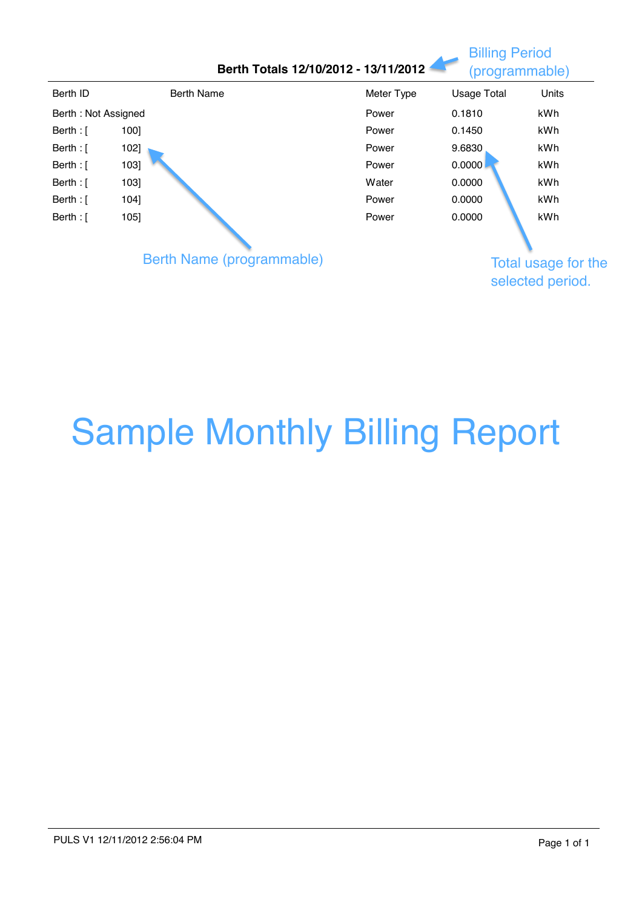Billing Period (programmable)

**Berth Totals 12/10/2012 - 13/11/2012**

| Berth ID | Berth Name | Meter Type | Usage Total | Units |
|---|---|---|---|---|
| Berth : Not Assigned | | Power | 0.1810 | kWh |
| Berth : [ 100] | | Power | 0.1450 | kWh |
| Berth : [ 102] | | Power | 9.6830 | kWh |
| Berth : [ 103] | | Power | 0.0000 | kWh |
| Berth : [ 103] | | Water | 0.0000 | kWh |
| Berth : [ 104] | | Power | 0.0000 | kWh |
| Berth : [ 105] | | Power | 0.0000 | kWh |

Berth Name (programmable)

Total usage for the selected period.

# Sample Monthly Billing Report

PULS V1 12/11/2012 2:56:04 PM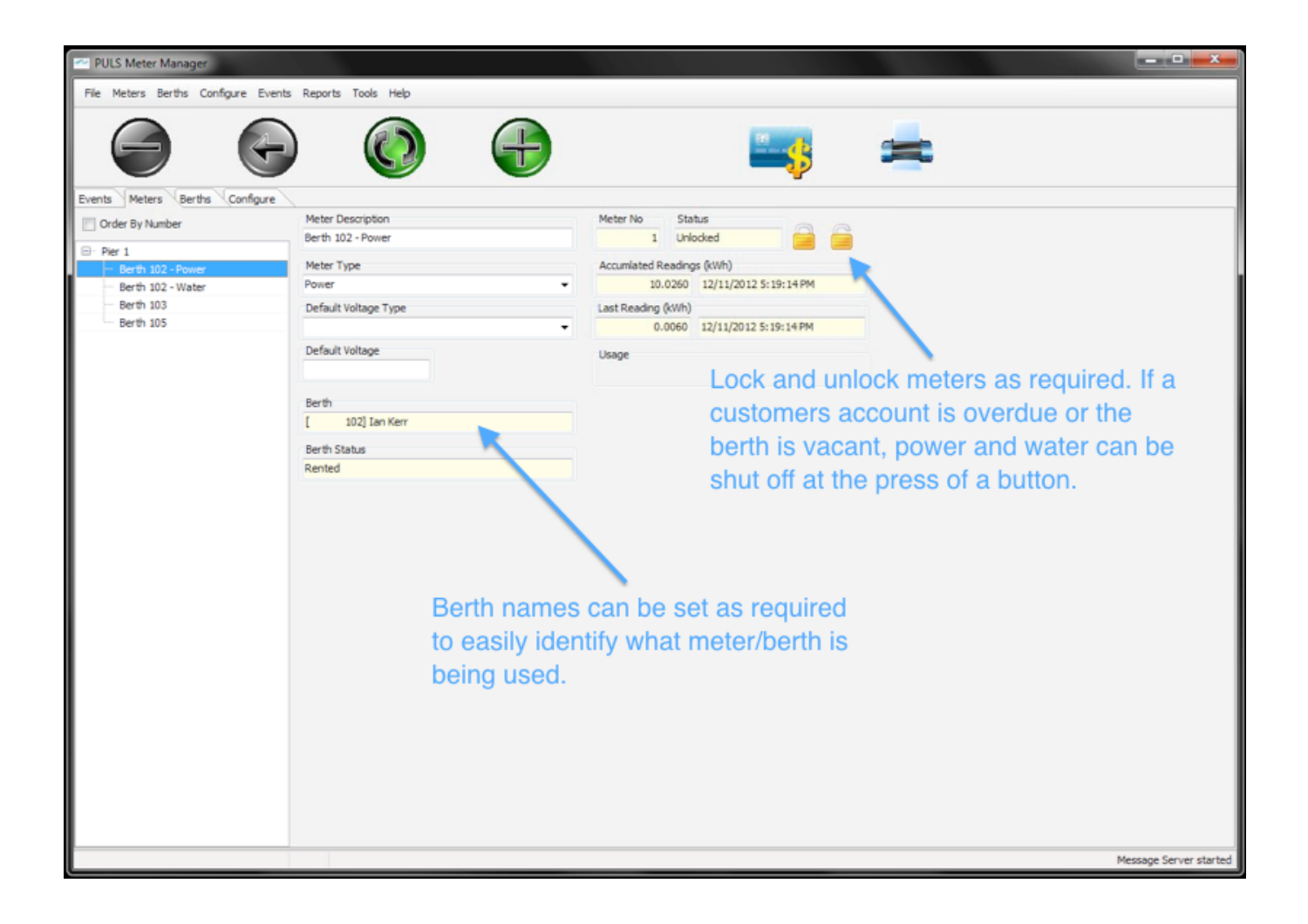Lock and unlock meters as required. If a customers account is overdue or the berth is vacant, power and water can be shut off at the press of a button.

Berth names can be set as required to easily identify what meter/berth is being used.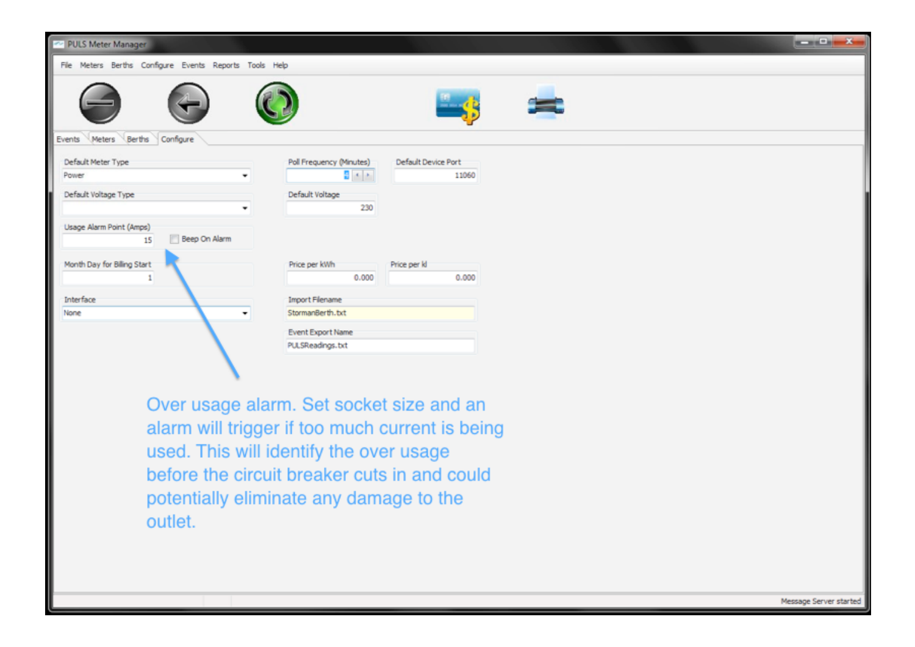Over usage alarm. Set socket size and an alarm will trigger if too much current is being used. This will identify the over usage before the circuit breaker cuts in and could potentially eliminate any damage to the outlet.